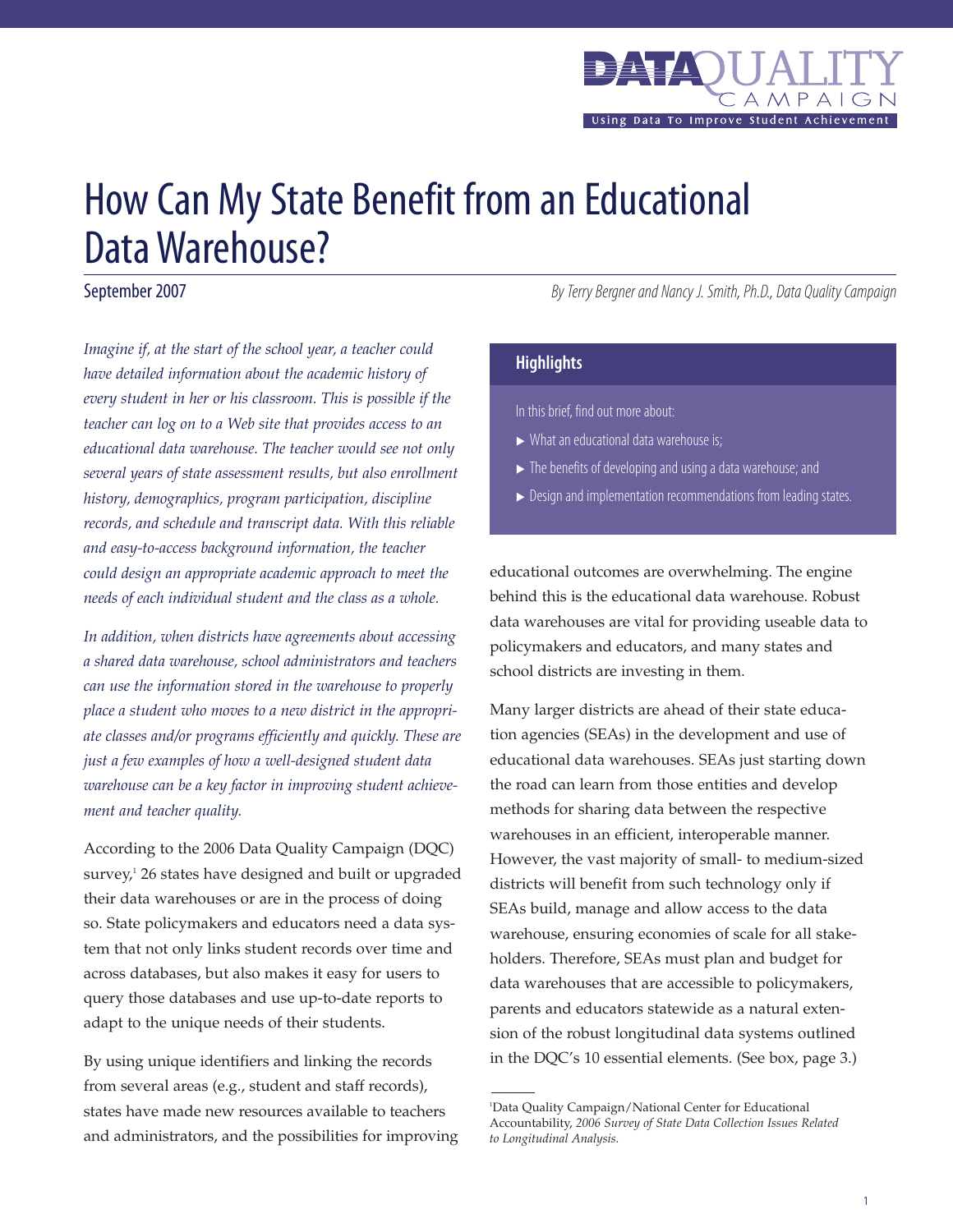DATA QUALITY CAMPAIGN

Using Data To Improve Student Achievement

# How Can My State Benefit from an Educational Data Warehouse?

September 2007

*By Terry Bergner and Nancy J. Smith, Ph.D., Data Quality Campaign*

*Imagine if, at the start of the school year, a teacher could have detailed information about the academic history of every student in her or his classroom. This is possible if the teacher can log on to a Web site that provides access to an educational data warehouse. The teacher would see not only several years of state assessment results, but also enrollment history, demographics, program participation, discipline records, and schedule and transcript data. With this reliable and easy-to-access background information, the teacher could design an appropriate academic approach to meet the needs of each individual student and the class as a whole.*

*In addition, when districts have agreements about accessing a shared data warehouse, school administrators and teachers can use the information stored in the warehouse to properly place a student who moves to a new district in the appropriate classes and/or programs efficiently and quickly. These are just a few examples of how a well-designed student data warehouse can be a key factor in improving student achievement and teacher quality.*

## Highlights

In this brief, find out more about:

- What an educational data warehouse is;
- The benefits of developing and using a data warehouse; and
- Design and implementation recommendations from leading states.

According to the 2006 Data Quality Campaign (DQC) survey,[1] 26 states have designed and built or upgraded their data warehouses or are in the process of doing so. State policymakers and educators need a data system that not only links student records over time and across databases, but also makes it easy for users to query those databases and use up-to-date reports to adapt to the unique needs of their students.

By using unique identifiers and linking the records from several areas (e.g., student and staff records), states have made new resources available to teachers and administrators, and the possibilities for improving educational outcomes are overwhelming. The engine behind this is the educational data warehouse. Robust data warehouses are vital for providing useable data to policymakers and educators, and many states and school districts are investing in them.

Many larger districts are ahead of their state education agencies (SEAs) in the development and use of educational data warehouses. SEAs just starting down the road can learn from those entities and develop methods for sharing data between the respective warehouses in an efficient, interoperable manner. However, the vast majority of small- to medium-sized districts will benefit from such technology only if SEAs build, manage and allow access to the data warehouse, ensuring economies of scale for all stakeholders. Therefore, SEAs must plan and budget for data warehouses that are accessible to policymakers, parents and educators statewide as a natural extension of the robust longitudinal data systems outlined in the DQC's 10 essential elements. (See box, page 3.)

---

[1] Data Quality Campaign/National Center for Educational Accountability, *2006 Survey of State Data Collection Issues Related to Longitudinal Analysis.*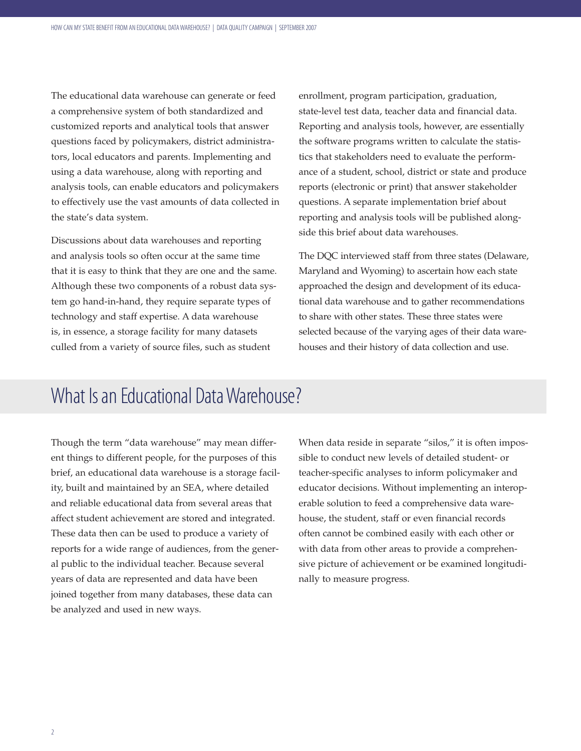The educational data warehouse can generate or feed a comprehensive system of both standardized and customized reports and analytical tools that answer questions faced by policymakers, district administrators, local educators and parents. Implementing and using a data warehouse, along with reporting and analysis tools, can enable educators and policymakers to effectively use the vast amounts of data collected in the state's data system.

Discussions about data warehouses and reporting and analysis tools so often occur at the same time that it is easy to think that they are one and the same. Although these two components of a robust data system go hand-in-hand, they require separate types of technology and staff expertise. A data warehouse is, in essence, a storage facility for many datasets culled from a variety of source files, such as student enrollment, program participation, graduation, state-level test data, teacher data and financial data. Reporting and analysis tools, however, are essentially the software programs written to calculate the statistics that stakeholders need to evaluate the performance of a student, school, district or state and produce reports (electronic or print) that answer stakeholder questions. A separate implementation brief about reporting and analysis tools will be published alongside this brief about data warehouses.

The DQC interviewed staff from three states (Delaware, Maryland and Wyoming) to ascertain how each state approached the design and development of its educational data warehouse and to gather recommendations to share with other states. These three states were selected because of the varying ages of their data warehouses and their history of data collection and use.

## What Is an Educational Data Warehouse?

Though the term "data warehouse" may mean different things to different people, for the purposes of this brief, an educational data warehouse is a storage facility, built and maintained by an SEA, where detailed and reliable educational data from several areas that affect student achievement are stored and integrated. These data then can be used to produce a variety of reports for a wide range of audiences, from the general public to the individual teacher. Because several years of data are represented and data have been joined together from many databases, these data can be analyzed and used in new ways.

When data reside in separate "silos," it is often impossible to conduct new levels of detailed student- or teacher-specific analyses to inform policymaker and educator decisions. Without implementing an interoperable solution to feed a comprehensive data warehouse, the student, staff or even financial records often cannot be combined easily with each other or with data from other areas to provide a comprehensive picture of achievement or be examined longitudinally to measure progress.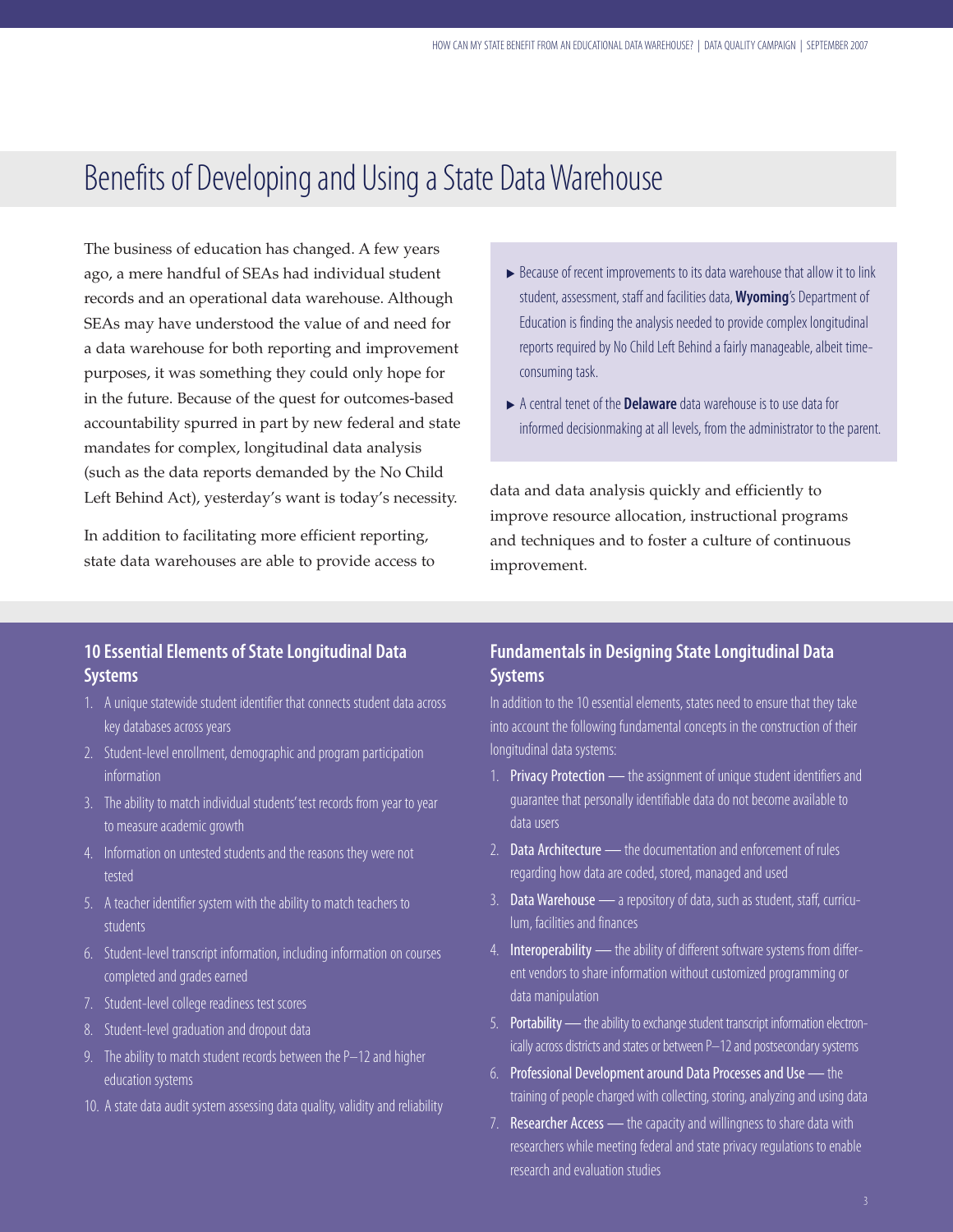# Benefits of Developing and Using a State Data Warehouse

The business of education has changed. A few years ago, a mere handful of SEAs had individual student records and an operational data warehouse. Although SEAs may have understood the value of and need for a data warehouse for both reporting and improvement purposes, it was something they could only hope for in the future. Because of the quest for outcomes-based accountability spurred in part by new federal and state mandates for complex, longitudinal data analysis (such as the data reports demanded by the No Child Left Behind Act), yesterday's want is today's necessity.

In addition to facilitating more efficient reporting, state data warehouses are able to provide access to data and data analysis quickly and efficiently to improve resource allocation, instructional programs and techniques and to foster a culture of continuous improvement.

- Because of recent improvements to its data warehouse that allow it to link student, assessment, staff and facilities data, **Wyoming**'s Department of Education is finding the analysis needed to provide complex longitudinal reports required by No Child Left Behind a fairly manageable, albeit time-consuming task.
- A central tenet of the **Delaware** data warehouse is to use data for informed decisionmaking at all levels, from the administrator to the parent.

## 10 Essential Elements of State Longitudinal Data Systems

1. A unique statewide student identifier that connects student data across key databases across years
2. Student-level enrollment, demographic and program participation information
3. The ability to match individual students' test records from year to year to measure academic growth
4. Information on untested students and the reasons they were not tested
5. A teacher identifier system with the ability to match teachers to students
6. Student-level transcript information, including information on courses completed and grades earned
7. Student-level college readiness test scores
8. Student-level graduation and dropout data
9. The ability to match student records between the P–12 and higher education systems
10. A state data audit system assessing data quality, validity and reliability

## Fundamentals in Designing State Longitudinal Data Systems

In addition to the 10 essential elements, states need to ensure that they take into account the following fundamental concepts in the construction of their longitudinal data systems:

1. **Privacy Protection** — the assignment of unique student identifiers and guarantee that personally identifiable data do not become available to data users
2. **Data Architecture** — the documentation and enforcement of rules regarding how data are coded, stored, managed and used
3. **Data Warehouse** — a repository of data, such as student, staff, curriculum, facilities and finances
4. **Interoperability** — the ability of different software systems from different vendors to share information without customized programming or data manipulation
5. **Portability** — the ability to exchange student transcript information electronically across districts and states or between P–12 and postsecondary systems
6. **Professional Development around Data Processes and Use** — the training of people charged with collecting, storing, analyzing and using data
7. **Researcher Access** — the capacity and willingness to share data with researchers while meeting federal and state privacy regulations to enable research and evaluation studies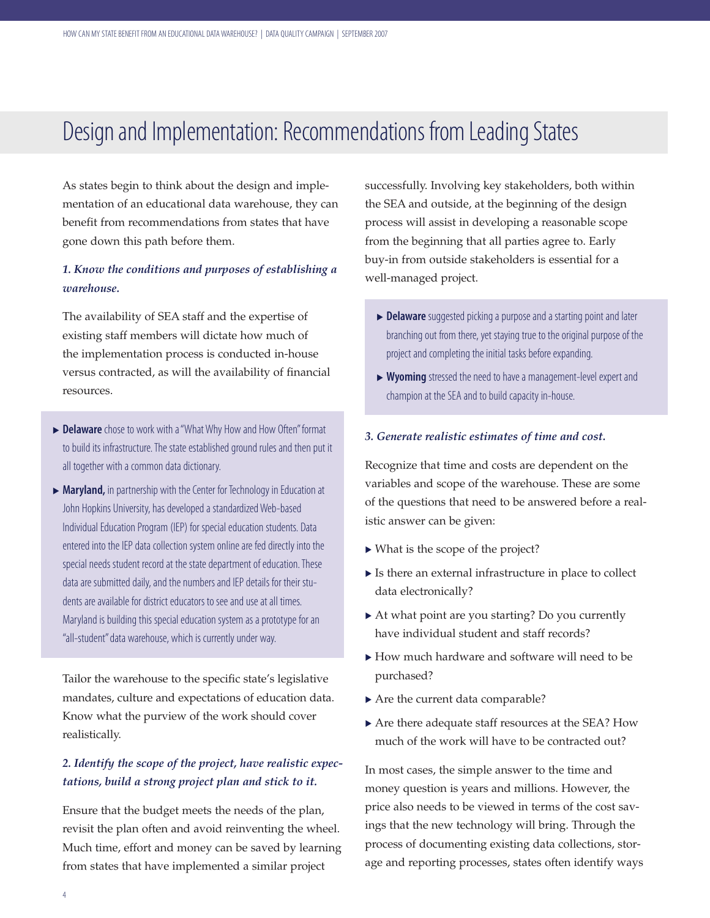# Design and Implementation: Recommendations from Leading States

As states begin to think about the design and implementation of an educational data warehouse, they can benefit from recommendations from states that have gone down this path before them.

### *1. Know the conditions and purposes of establishing a warehouse.*

The availability of SEA staff and the expertise of existing staff members will dictate how much of the implementation process is conducted in-house versus contracted, as will the availability of financial resources.

- **Delaware** chose to work with a "What Why How and How Often" format to build its infrastructure. The state established ground rules and then put it all together with a common data dictionary.
- **Maryland,** in partnership with the Center for Technology in Education at John Hopkins University, has developed a standardized Web-based Individual Education Program (IEP) for special education students. Data entered into the IEP data collection system online are fed directly into the special needs student record at the state department of education. These data are submitted daily, and the numbers and IEP details for their students are available for district educators to see and use at all times. Maryland is building this special education system as a prototype for an "all-student" data warehouse, which is currently under way.

Tailor the warehouse to the specific state's legislative mandates, culture and expectations of education data. Know what the purview of the work should cover realistically.

### *2. Identify the scope of the project, have realistic expectations, build a strong project plan and stick to it.*

Ensure that the budget meets the needs of the plan, revisit the plan often and avoid reinventing the wheel. Much time, effort and money can be saved by learning from states that have implemented a similar project successfully. Involving key stakeholders, both within the SEA and outside, at the beginning of the design process will assist in developing a reasonable scope from the beginning that all parties agree to. Early buy-in from outside stakeholders is essential for a well-managed project.

- **Delaware** suggested picking a purpose and a starting point and later branching out from there, yet staying true to the original purpose of the project and completing the initial tasks before expanding.
- **Wyoming** stressed the need to have a management-level expert and champion at the SEA and to build capacity in-house.

### *3. Generate realistic estimates of time and cost.*

Recognize that time and costs are dependent on the variables and scope of the warehouse. These are some of the questions that need to be answered before a realistic answer can be given:

- What is the scope of the project?
- Is there an external infrastructure in place to collect data electronically?
- At what point are you starting? Do you currently have individual student and staff records?
- How much hardware and software will need to be purchased?
- Are the current data comparable?
- Are there adequate staff resources at the SEA? How much of the work will have to be contracted out?

In most cases, the simple answer to the time and money question is years and millions. However, the price also needs to be viewed in terms of the cost savings that the new technology will bring. Through the process of documenting existing data collections, storage and reporting processes, states often identify ways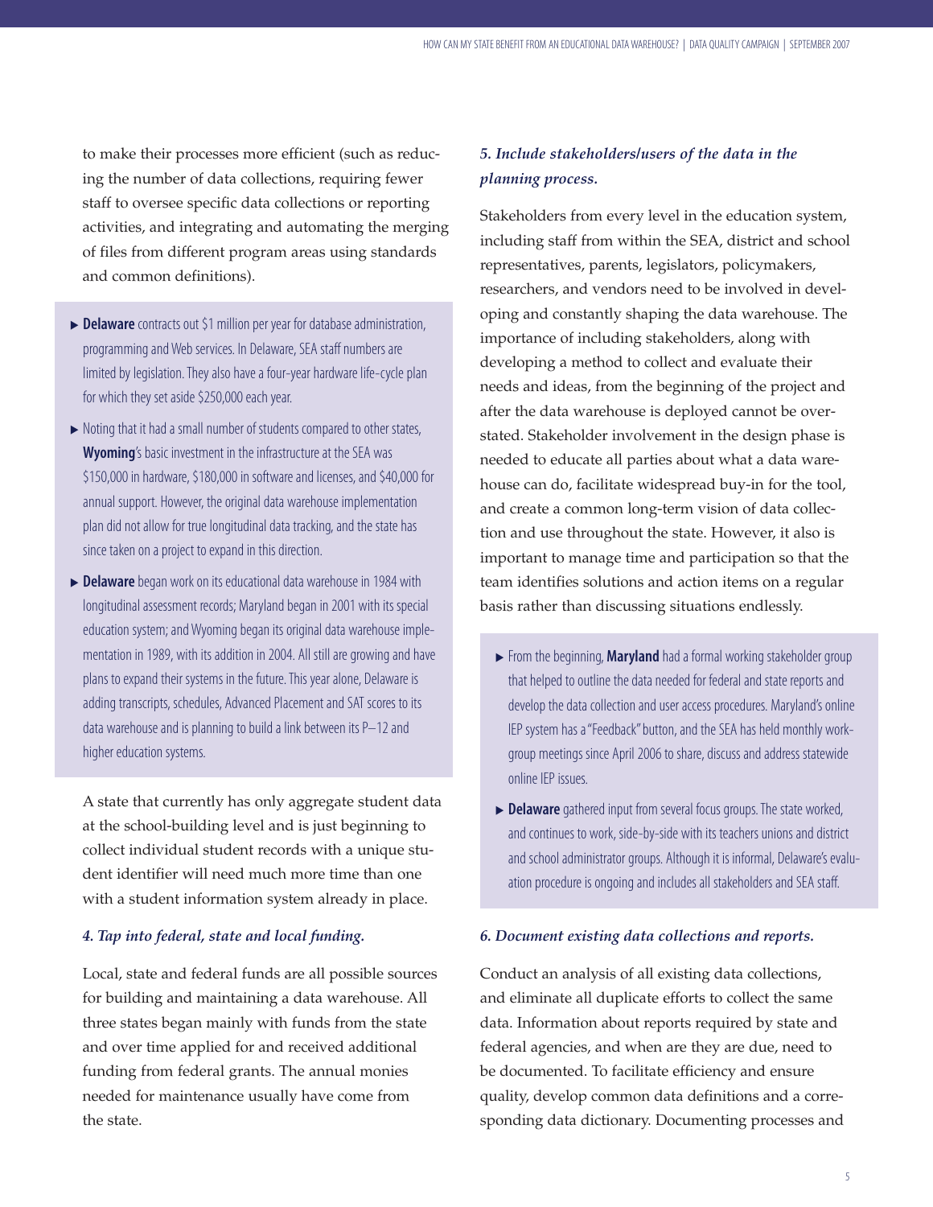to make their processes more efficient (such as reducing the number of data collections, requiring fewer staff to oversee specific data collections or reporting activities, and integrating and automating the merging of files from different program areas using standards and common definitions).

- **Delaware** contracts out $1 million per year for database administration, programming and Web services. In Delaware, SEA staff numbers are limited by legislation. They also have a four-year hardware life-cycle plan for which they set aside $250,000 each year.
- Noting that it had a small number of students compared to other states, **Wyoming**'s basic investment in the infrastructure at the SEA was $150,000 in hardware, $180,000 in software and licenses, and $40,000 for annual support. However, the original data warehouse implementation plan did not allow for true longitudinal data tracking, and the state has since taken on a project to expand in this direction.
- **Delaware** began work on its educational data warehouse in 1984 with longitudinal assessment records; Maryland began in 2001 with its special education system; and Wyoming began its original data warehouse implementation in 1989, with its addition in 2004. All still are growing and have plans to expand their systems in the future. This year alone, Delaware is adding transcripts, schedules, Advanced Placement and SAT scores to its data warehouse and is planning to build a link between its P–12 and higher education systems.

A state that currently has only aggregate student data at the school-building level and is just beginning to collect individual student records with a unique student identifier will need much more time than one with a student information system already in place.

#### *4. Tap into federal, state and local funding.*

Local, state and federal funds are all possible sources for building and maintaining a data warehouse. All three states began mainly with funds from the state and over time applied for and received additional funding from federal grants. The annual monies needed for maintenance usually have come from the state.

#### *5. Include stakeholders/users of the data in the planning process.*

Stakeholders from every level in the education system, including staff from within the SEA, district and school representatives, parents, legislators, policymakers, researchers, and vendors need to be involved in developing and constantly shaping the data warehouse. The importance of including stakeholders, along with developing a method to collect and evaluate their needs and ideas, from the beginning of the project and after the data warehouse is deployed cannot be overstated. Stakeholder involvement in the design phase is needed to educate all parties about what a data warehouse can do, facilitate widespread buy-in for the tool, and create a common long-term vision of data collection and use throughout the state. However, it also is important to manage time and participation so that the team identifies solutions and action items on a regular basis rather than discussing situations endlessly.

- From the beginning, **Maryland** had a formal working stakeholder group that helped to outline the data needed for federal and state reports and develop the data collection and user access procedures. Maryland's online IEP system has a "Feedback" button, and the SEA has held monthly workgroup meetings since April 2006 to share, discuss and address statewide online IEP issues.
- **Delaware** gathered input from several focus groups. The state worked, and continues to work, side-by-side with its teachers unions and district and school administrator groups. Although it is informal, Delaware's evaluation procedure is ongoing and includes all stakeholders and SEA staff.

#### *6. Document existing data collections and reports.*

Conduct an analysis of all existing data collections, and eliminate all duplicate efforts to collect the same data. Information about reports required by state and federal agencies, and when are they are due, need to be documented. To facilitate efficiency and ensure quality, develop common data definitions and a corresponding data dictionary. Documenting processes and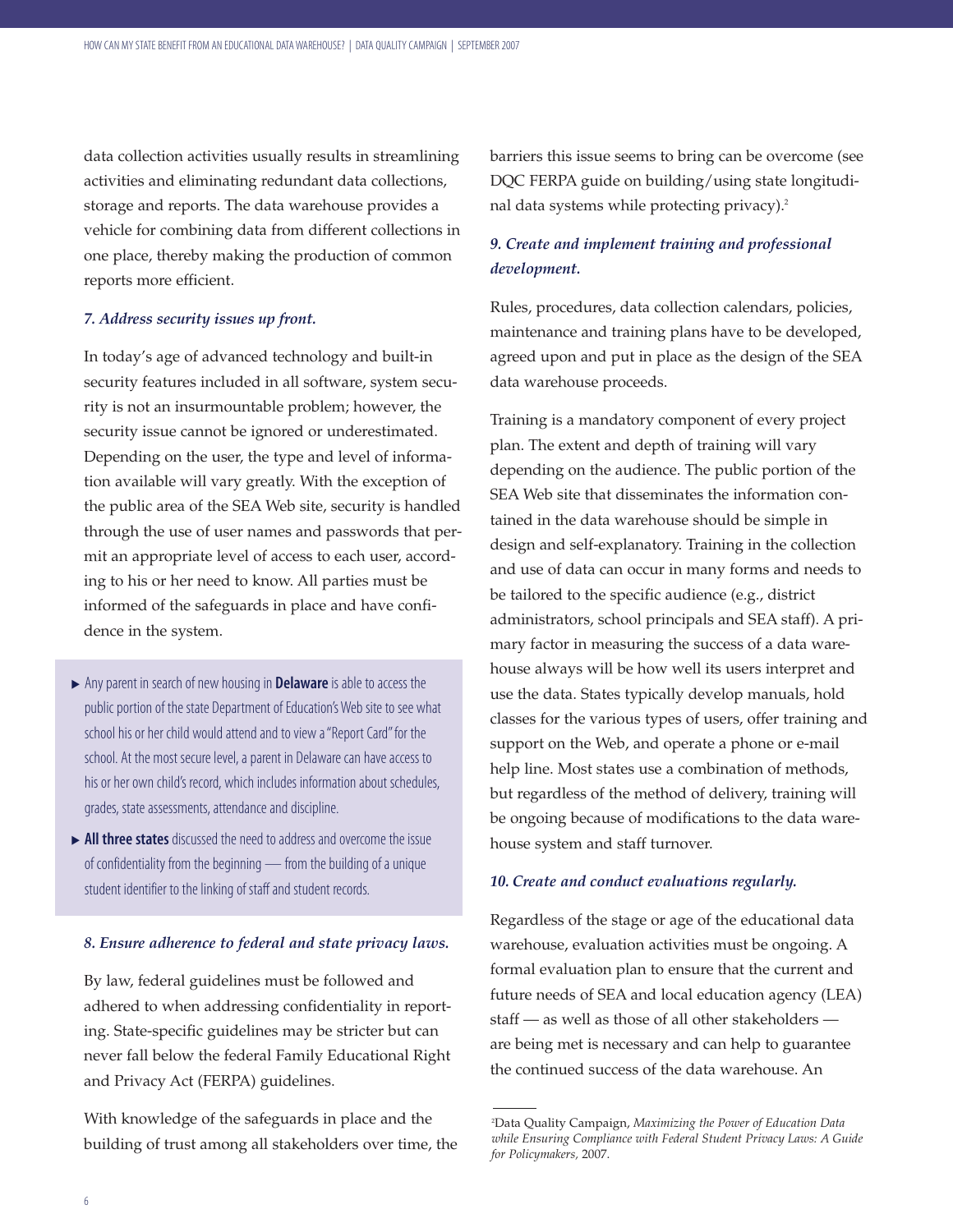data collection activities usually results in streamlining activities and eliminating redundant data collections, storage and reports. The data warehouse provides a vehicle for combining data from different collections in one place, thereby making the production of common reports more efficient.

### *7. Address security issues up front.*

In today's age of advanced technology and built-in security features included in all software, system security is not an insurmountable problem; however, the security issue cannot be ignored or underestimated. Depending on the user, the type and level of information available will vary greatly. With the exception of the public area of the SEA Web site, security is handled through the use of user names and passwords that permit an appropriate level of access to each user, according to his or her need to know. All parties must be informed of the safeguards in place and have confidence in the system.

- Any parent in search of new housing in **Delaware** is able to access the public portion of the state Department of Education's Web site to see what school his or her child would attend and to view a "Report Card" for the school. At the most secure level, a parent in Delaware can have access to his or her own child's record, which includes information about schedules, grades, state assessments, attendance and discipline.
- **All three states** discussed the need to address and overcome the issue of confidentiality from the beginning — from the building of a unique student identifier to the linking of staff and student records.

### *8. Ensure adherence to federal and state privacy laws.*

By law, federal guidelines must be followed and adhered to when addressing confidentiality in reporting. State-specific guidelines may be stricter but can never fall below the federal Family Educational Right and Privacy Act (FERPA) guidelines.

With knowledge of the safeguards in place and the building of trust among all stakeholders over time, the barriers this issue seems to bring can be overcome (see DQC FERPA guide on building/using state longitudinal data systems while protecting privacy).[2]

### *9. Create and implement training and professional development.*

Rules, procedures, data collection calendars, policies, maintenance and training plans have to be developed, agreed upon and put in place as the design of the SEA data warehouse proceeds.

Training is a mandatory component of every project plan. The extent and depth of training will vary depending on the audience. The public portion of the SEA Web site that disseminates the information contained in the data warehouse should be simple in design and self-explanatory. Training in the collection and use of data can occur in many forms and needs to be tailored to the specific audience (e.g., district administrators, school principals and SEA staff). A primary factor in measuring the success of a data warehouse always will be how well its users interpret and use the data. States typically develop manuals, hold classes for the various types of users, offer training and support on the Web, and operate a phone or e-mail help line. Most states use a combination of methods, but regardless of the method of delivery, training will be ongoing because of modifications to the data warehouse system and staff turnover.

### *10. Create and conduct evaluations regularly.*

Regardless of the stage or age of the educational data warehouse, evaluation activities must be ongoing. A formal evaluation plan to ensure that the current and future needs of SEA and local education agency (LEA) staff — as well as those of all other stakeholders — are being met is necessary and can help to guarantee the continued success of the data warehouse. An

---

[2] Data Quality Campaign, *Maximizing the Power of Education Data while Ensuring Compliance with Federal Student Privacy Laws: A Guide for Policymakers*, 2007.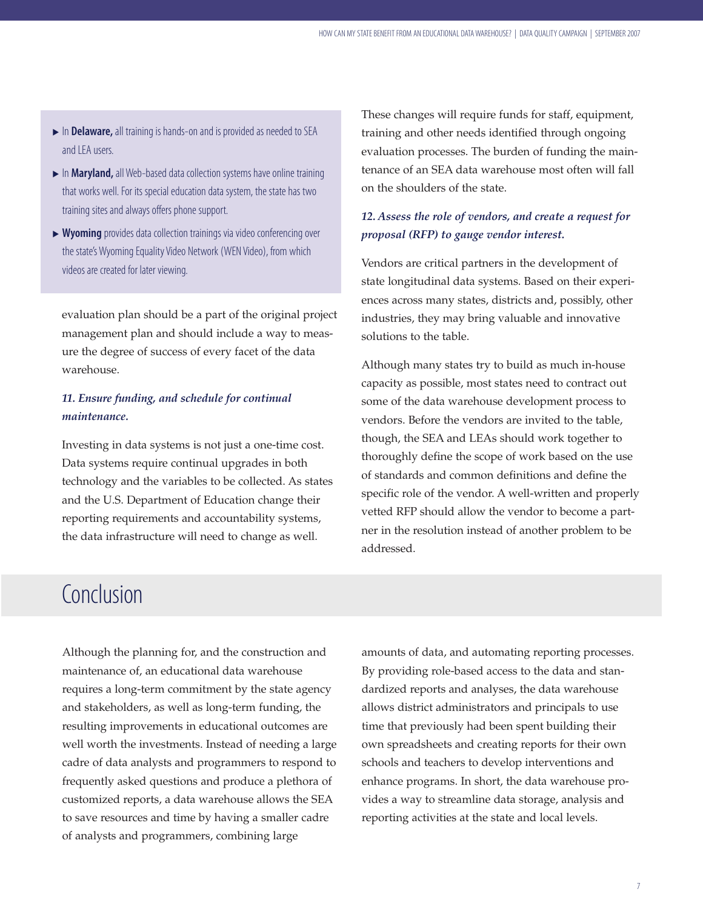- In **Delaware,** all training is hands-on and is provided as needed to SEA and LEA users.
- In **Maryland,** all Web-based data collection systems have online training that works well. For its special education data system, the state has two training sites and always offers phone support.
- **Wyoming** provides data collection trainings via video conferencing over the state's Wyoming Equality Video Network (WEN Video), from which videos are created for later viewing.

evaluation plan should be a part of the original project management plan and should include a way to measure the degree of success of every facet of the data warehouse.

### *11. Ensure funding, and schedule for continual maintenance.*

Investing in data systems is not just a one-time cost. Data systems require continual upgrades in both technology and the variables to be collected. As states and the U.S. Department of Education change their reporting requirements and accountability systems, the data infrastructure will need to change as well.

These changes will require funds for staff, equipment, training and other needs identified through ongoing evaluation processes. The burden of funding the maintenance of an SEA data warehouse most often will fall on the shoulders of the state.

### *12. Assess the role of vendors, and create a request for proposal (RFP) to gauge vendor interest.*

Vendors are critical partners in the development of state longitudinal data systems. Based on their experiences across many states, districts and, possibly, other industries, they may bring valuable and innovative solutions to the table.

Although many states try to build as much in-house capacity as possible, most states need to contract out some of the data warehouse development process to vendors. Before the vendors are invited to the table, though, the SEA and LEAs should work together to thoroughly define the scope of work based on the use of standards and common definitions and define the specific role of the vendor. A well-written and properly vetted RFP should allow the vendor to become a partner in the resolution instead of another problem to be addressed.

## Conclusion

Although the planning for, and the construction and maintenance of, an educational data warehouse requires a long-term commitment by the state agency and stakeholders, as well as long-term funding, the resulting improvements in educational outcomes are well worth the investments. Instead of needing a large cadre of data analysts and programmers to respond to frequently asked questions and produce a plethora of customized reports, a data warehouse allows the SEA to save resources and time by having a smaller cadre of analysts and programmers, combining large amounts of data, and automating reporting processes. By providing role-based access to the data and standardized reports and analyses, the data warehouse allows district administrators and principals to use time that previously had been spent building their own spreadsheets and creating reports for their own schools and teachers to develop interventions and enhance programs. In short, the data warehouse provides a way to streamline data storage, analysis and reporting activities at the state and local levels.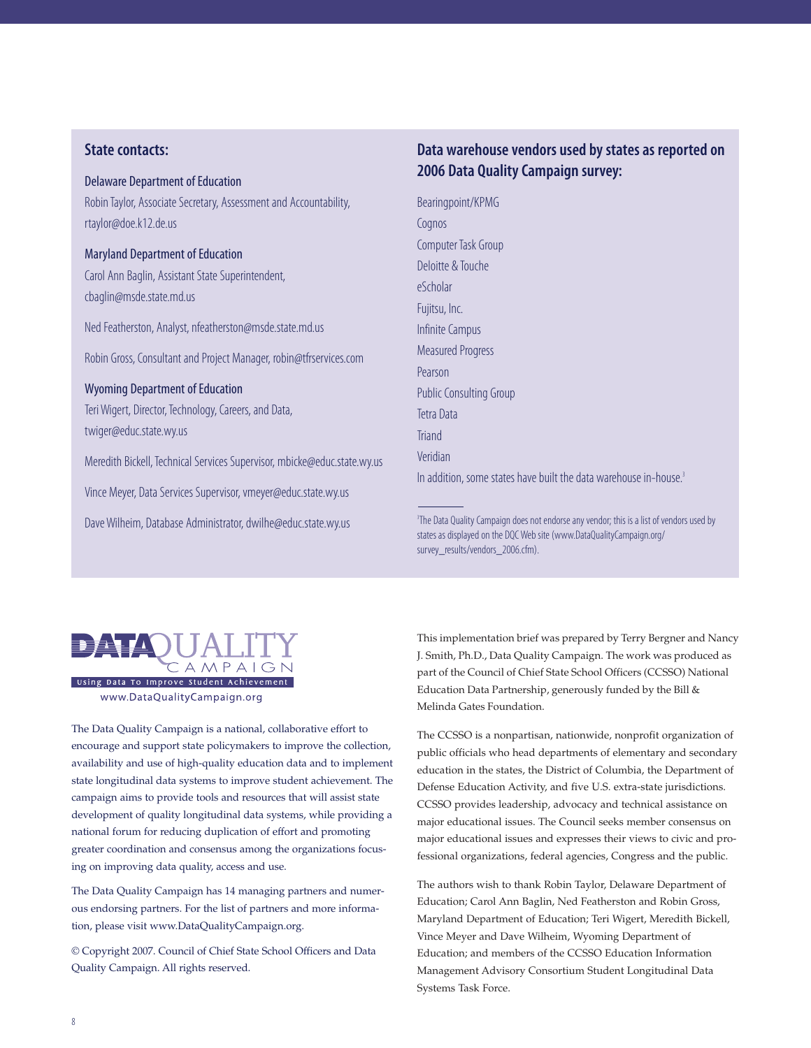## State contacts:

**Delaware Department of Education**
Robin Taylor, Associate Secretary, Assessment and Accountability, rtaylor@doe.k12.de.us

**Maryland Department of Education**
Carol Ann Baglin, Assistant State Superintendent, cbaglin@msde.state.md.us

Ned Featherston, Analyst, nfeatherston@msde.state.md.us

Robin Gross, Consultant and Project Manager, robin@tfrservices.com

**Wyoming Department of Education**
Teri Wigert, Director, Technology, Careers, and Data, twiger@educ.state.wy.us

Meredith Bickell, Technical Services Supervisor, mbicke@educ.state.wy.us

Vince Meyer, Data Services Supervisor, vmeyer@educ.state.wy.us

Dave Wilheim, Database Administrator, dwilhe@educ.state.wy.us

## Data warehouse vendors used by states as reported on 2006 Data Quality Campaign survey:

Bearingpoint/KPMG
Cognos
Computer Task Group
Deloitte & Touche
eScholar
Fujitsu, Inc.
Infinite Campus
Measured Progress
Pearson
Public Consulting Group
Tetra Data
Triand
Veridian
In addition, some states have built the data warehouse in-house.[3]

[3]The Data Quality Campaign does not endorse any vendor; this is a list of vendors used by states as displayed on the DQC Web site (www.DataQualityCampaign.org/survey_results/vendors_2006.cfm).

DATA QUALITY CAMPAIGN
Using Data To Improve Student Achievement
www.DataQualityCampaign.org

The Data Quality Campaign is a national, collaborative effort to encourage and support state policymakers to improve the collection, availability and use of high-quality education data and to implement state longitudinal data systems to improve student achievement. The campaign aims to provide tools and resources that will assist state development of quality longitudinal data systems, while providing a national forum for reducing duplication of effort and promoting greater coordination and consensus among the organizations focusing on improving data quality, access and use.

The Data Quality Campaign has 14 managing partners and numerous endorsing partners. For the list of partners and more information, please visit www.DataQualityCampaign.org.

© Copyright 2007. Council of Chief State School Officers and Data Quality Campaign. All rights reserved.

This implementation brief was prepared by Terry Bergner and Nancy J. Smith, Ph.D., Data Quality Campaign. The work was produced as part of the Council of Chief State School Officers (CCSSO) National Education Data Partnership, generously funded by the Bill & Melinda Gates Foundation.

The CCSSO is a nonpartisan, nationwide, nonprofit organization of public officials who head departments of elementary and secondary education in the states, the District of Columbia, the Department of Defense Education Activity, and five U.S. extra-state jurisdictions. CCSSO provides leadership, advocacy and technical assistance on major educational issues. The Council seeks member consensus on major educational issues and expresses their views to civic and professional organizations, federal agencies, Congress and the public.

The authors wish to thank Robin Taylor, Delaware Department of Education; Carol Ann Baglin, Ned Featherston and Robin Gross, Maryland Department of Education; Teri Wigert, Meredith Bickell, Vince Meyer and Dave Wilheim, Wyoming Department of Education; and members of the CCSSO Education Information Management Advisory Consortium Student Longitudinal Data Systems Task Force.